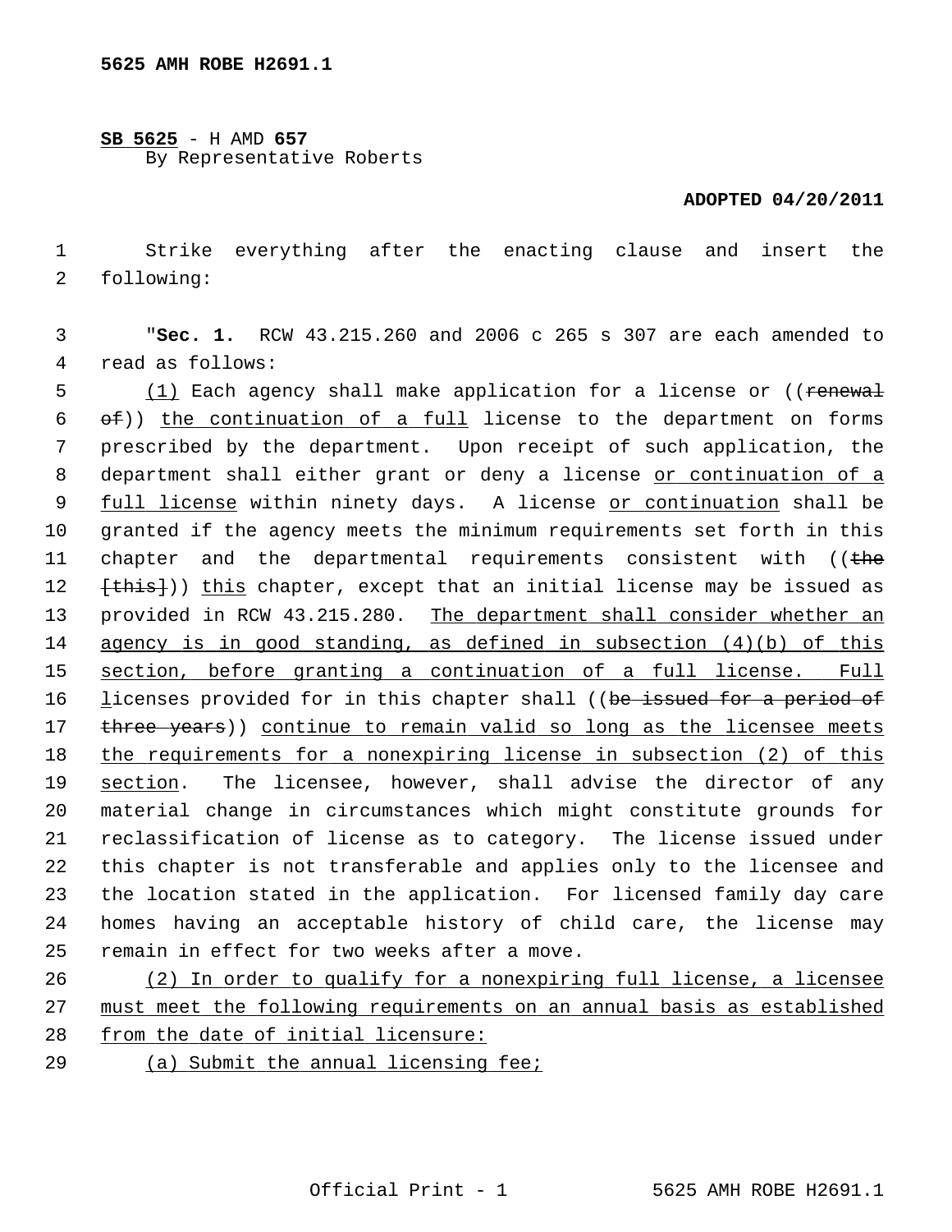**5625 AMH ROBE H2691.1**

SB 5625 - H AMD **657**
By Representative Roberts

**ADOPTED 04/20/2011**

Strike everything after the enacting clause and insert the following:

"**Sec. 1.** RCW 43.215.260 and 2006 c 265 s 307 are each amended to read as follows:

(1) Each agency shall make application for a license or ((~~renewal of~~)) the continuation of a full license to the department on forms prescribed by the department. Upon receipt of such application, the department shall either grant or deny a license or continuation of a full license within ninety days. A license or continuation shall be granted if the agency meets the minimum requirements set forth in this chapter and the departmental requirements consistent with ((~~the [this]~~)) this chapter, except that an initial license may be issued as provided in RCW 43.215.280. The department shall consider whether an agency is in good standing, as defined in subsection (4)(b) of this section, before granting a continuation of a full license. Full licenses provided for in this chapter shall ((~~be issued for a period of three years~~)) continue to remain valid so long as the licensee meets the requirements for a nonexpiring license in subsection (2) of this section. The licensee, however, shall advise the director of any material change in circumstances which might constitute grounds for reclassification of license as to category. The license issued under this chapter is not transferable and applies only to the licensee and the location stated in the application. For licensed family day care homes having an acceptable history of child care, the license may remain in effect for two weeks after a move.

(2) In order to qualify for a nonexpiring full license, a licensee must meet the following requirements on an annual basis as established from the date of initial licensure:

(a) Submit the annual licensing fee;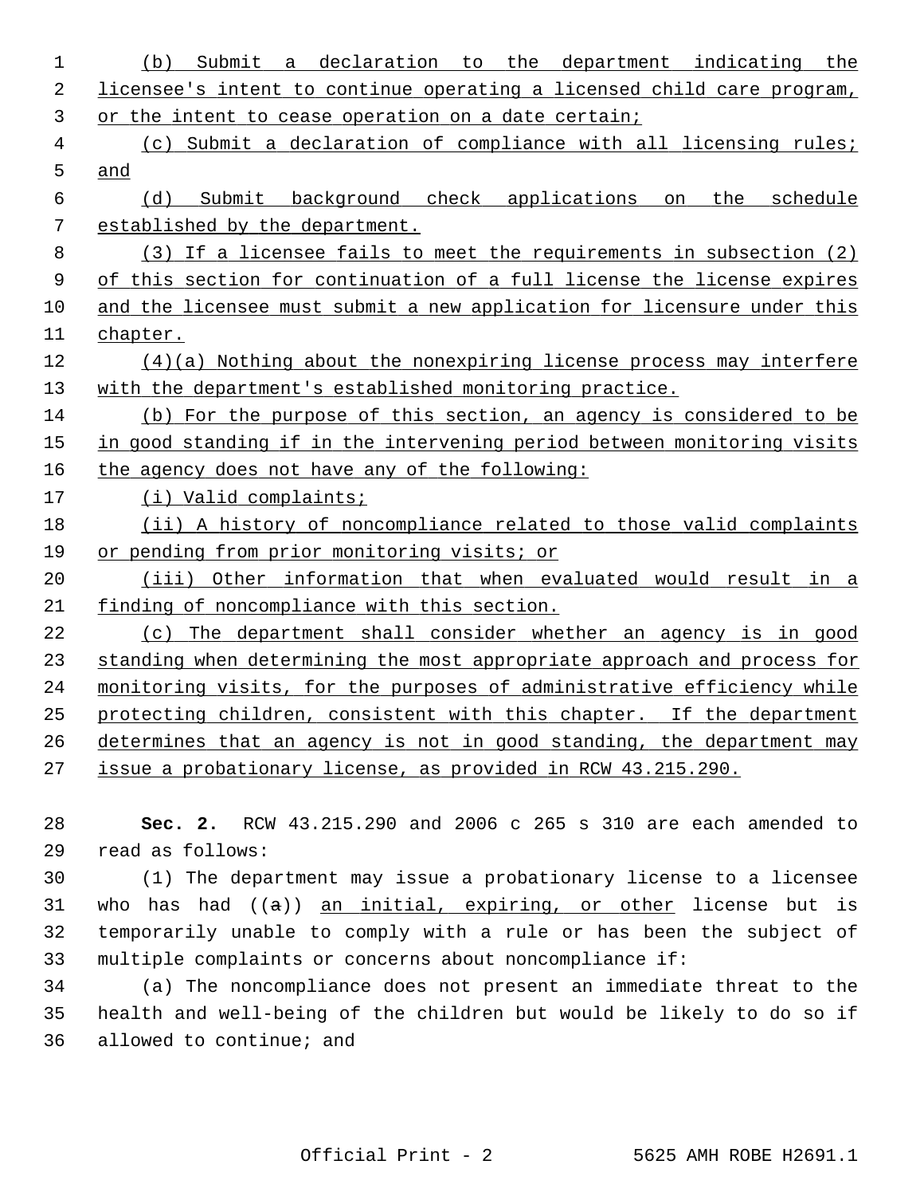(b) Submit a declaration to the department indicating the licensee's intent to continue operating a licensed child care program, or the intent to cease operation on a date certain;

(c) Submit a declaration of compliance with all licensing rules; and

(d) Submit background check applications on the schedule established by the department.

(3) If a licensee fails to meet the requirements in subsection (2) of this section for continuation of a full license the license expires and the licensee must submit a new application for licensure under this chapter.

(4)(a) Nothing about the nonexpiring license process may interfere with the department's established monitoring practice.

(b) For the purpose of this section, an agency is considered to be in good standing if in the intervening period between monitoring visits the agency does not have any of the following:

(i) Valid complaints;

(ii) A history of noncompliance related to those valid complaints or pending from prior monitoring visits; or

(iii) Other information that when evaluated would result in a finding of noncompliance with this section.

(c) The department shall consider whether an agency is in good standing when determining the most appropriate approach and process for monitoring visits, for the purposes of administrative efficiency while protecting children, consistent with this chapter. If the department determines that an agency is not in good standing, the department may issue a probationary license, as provided in RCW 43.215.290.

**Sec. 2.** RCW 43.215.290 and 2006 c 265 s 310 are each amended to read as follows:

(1) The department may issue a probationary license to a licensee who has had ((~~a~~)) an initial, expiring, or other license but is temporarily unable to comply with a rule or has been the subject of multiple complaints or concerns about noncompliance if:

(a) The noncompliance does not present an immediate threat to the health and well-being of the children but would be likely to do so if allowed to continue; and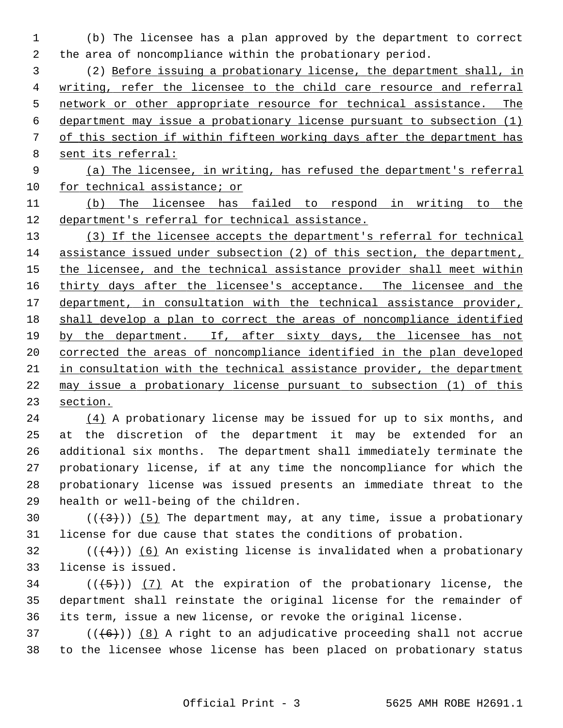(b) The licensee has a plan approved by the department to correct the area of noncompliance within the probationary period.

(2) Before issuing a probationary license, the department shall, in writing, refer the licensee to the child care resource and referral network or other appropriate resource for technical assistance. The department may issue a probationary license pursuant to subsection (1) of this section if within fifteen working days after the department has sent its referral:

(a) The licensee, in writing, has refused the department's referral for technical assistance; or

(b) The licensee has failed to respond in writing to the department's referral for technical assistance.

(3) If the licensee accepts the department's referral for technical assistance issued under subsection (2) of this section, the department, the licensee, and the technical assistance provider shall meet within thirty days after the licensee's acceptance. The licensee and the department, in consultation with the technical assistance provider, shall develop a plan to correct the areas of noncompliance identified by the department. If, after sixty days, the licensee has not corrected the areas of noncompliance identified in the plan developed in consultation with the technical assistance provider, the department may issue a probationary license pursuant to subsection (1) of this section.

(4) A probationary license may be issued for up to six months, and at the discretion of the department it may be extended for an additional six months. The department shall immediately terminate the probationary license, if at any time the noncompliance for which the probationary license was issued presents an immediate threat to the health or well-being of the children.

~~((~~(3)~~))~~ (5) The department may, at any time, issue a probationary license for due cause that states the conditions of probation.

~~((~~(4)~~))~~ (6) An existing license is invalidated when a probationary license is issued.

~~((~~(5)~~))~~ (7) At the expiration of the probationary license, the department shall reinstate the original license for the remainder of its term, issue a new license, or revoke the original license.

~~((~~(6)~~))~~ (8) A right to an adjudicative proceeding shall not accrue to the licensee whose license has been placed on probationary status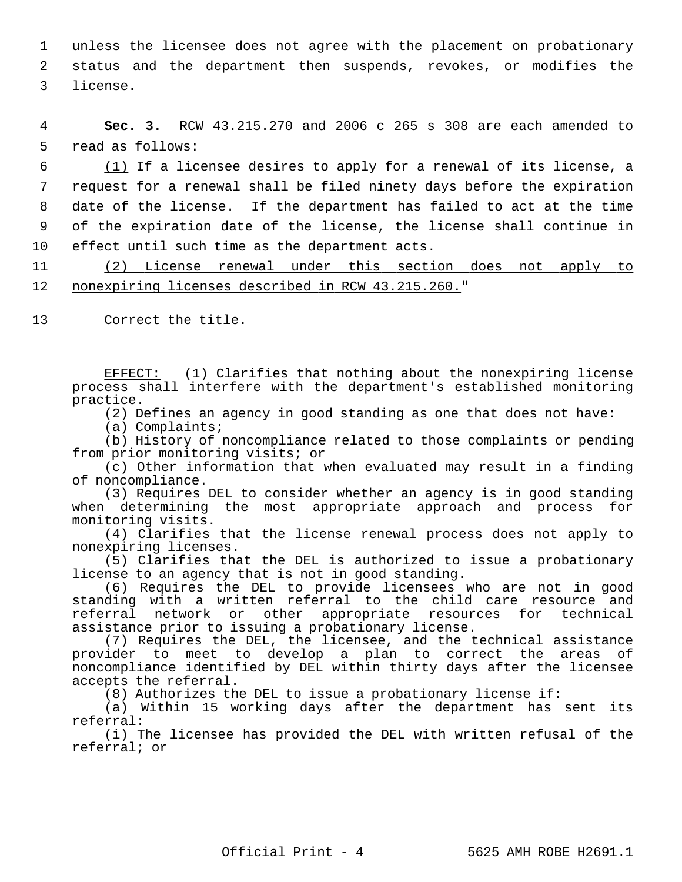unless the licensee does not agree with the placement on probationary status and the department then suspends, revokes, or modifies the license.

**Sec. 3.** RCW 43.215.270 and 2006 c 265 s 308 are each amended to read as follows:

<u>(1)</u> If a licensee desires to apply for a renewal of its license, a request for a renewal shall be filed ninety days before the expiration date of the license. If the department has failed to act at the time of the expiration date of the license, the license shall continue in effect until such time as the department acts.

<u>(2) License renewal under this section does not apply to nonexpiring licenses described in RCW 43.215.260.</u>"

Correct the title.

<u>EFFECT:</u> (1) Clarifies that nothing about the nonexpiring license process shall interfere with the department's established monitoring practice.

(2) Defines an agency in good standing as one that does not have:

(a) Complaints;

(b) History of noncompliance related to those complaints or pending from prior monitoring visits; or

(c) Other information that when evaluated may result in a finding of noncompliance.

(3) Requires DEL to consider whether an agency is in good standing when determining the most appropriate approach and process for monitoring visits.

(4) Clarifies that the license renewal process does not apply to nonexpiring licenses.

(5) Clarifies that the DEL is authorized to issue a probationary license to an agency that is not in good standing.

(6) Requires the DEL to provide licensees who are not in good standing with a written referral to the child care resource and referral network or other appropriate resources for technical assistance prior to issuing a probationary license.

(7) Requires the DEL, the licensee, and the technical assistance provider to meet to develop a plan to correct the areas of noncompliance identified by DEL within thirty days after the licensee accepts the referral.

(8) Authorizes the DEL to issue a probationary license if:

(a) Within 15 working days after the department has sent its referral:

(i) The licensee has provided the DEL with written refusal of the referral; or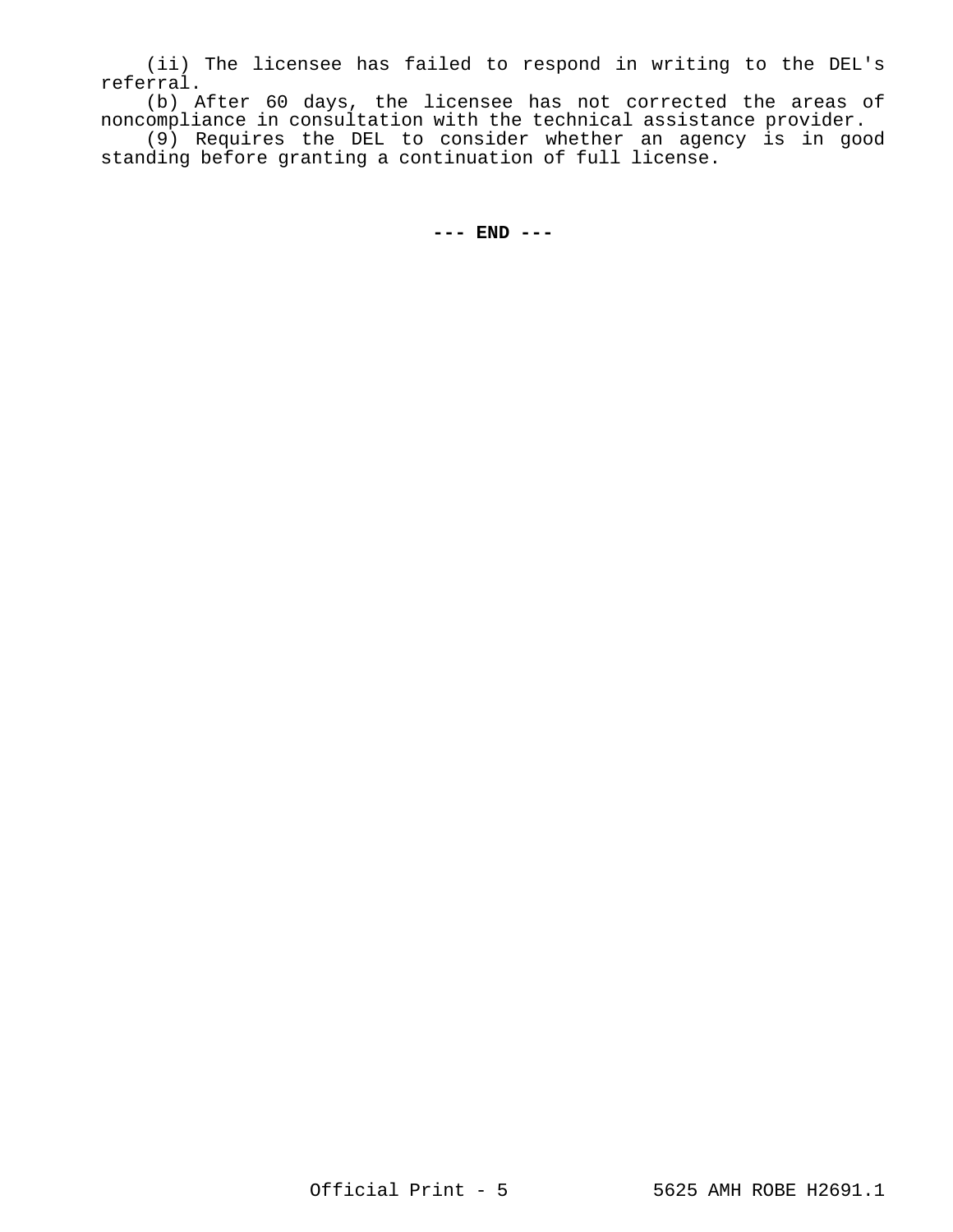(ii) The licensee has failed to respond in writing to the DEL's referral.

(b) After 60 days, the licensee has not corrected the areas of noncompliance in consultation with the technical assistance provider.

(9) Requires the DEL to consider whether an agency is in good standing before granting a continuation of full license.

**--- END ---**